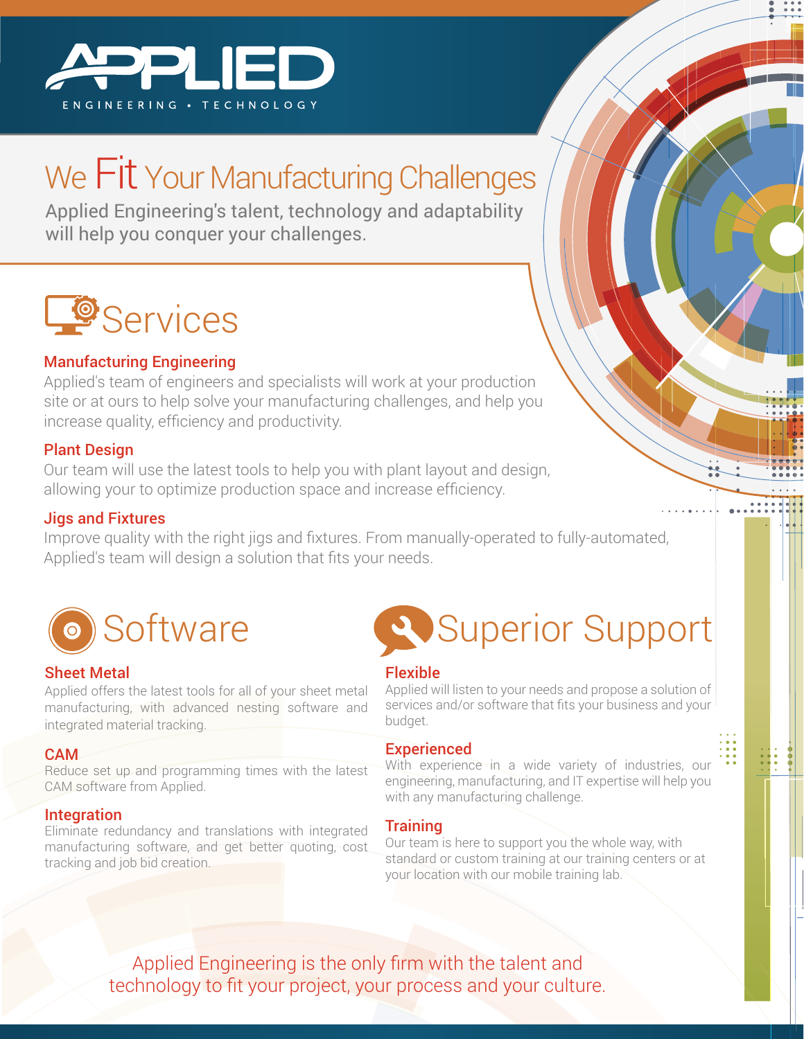# APPLIED

ENGINEERING • TECHNOLOGY

## We Fit Your Manufacturing Challenges

Applied Engineering's talent, technology and adaptability will help you conquer your challenges.

## Services

### Manufacturing Engineering

Applied's team of engineers and specialists will work at your production site or at ours to help solve your manufacturing challenges, and help you increase quality, efficiency and productivity.

### Plant Design

Our team will use the latest tools to help you with plant layout and design, allowing your to optimize production space and increase efficiency.

### Jigs and Fixtures

Improve quality with the right jigs and fixtures. From manually-operated to fully-automated, Applied's team will design a solution that fits your needs.

## Software

### Sheet Metal

Applied offers the latest tools for all of your sheet metal manufacturing, with advanced nesting software and integrated material tracking.

### CAM

Reduce set up and programming times with the latest CAM software from Applied.

### Integration

Eliminate redundancy and translations with integrated manufacturing software, and get better quoting, cost tracking and job bid creation.

## Superior Support

### Flexible

Applied will listen to your needs and propose a solution of services and/or software that fits your business and your budget.

### Experienced

With experience in a wide variety of industries, our engineering, manufacturing, and IT expertise will help you with any manufacturing challenge.

### Training

Our team is here to support you the whole way, with standard or custom training at our training centers or at your location with our mobile training lab.

Applied Engineering is the only firm with the talent and technology to fit your project, your process and your culture.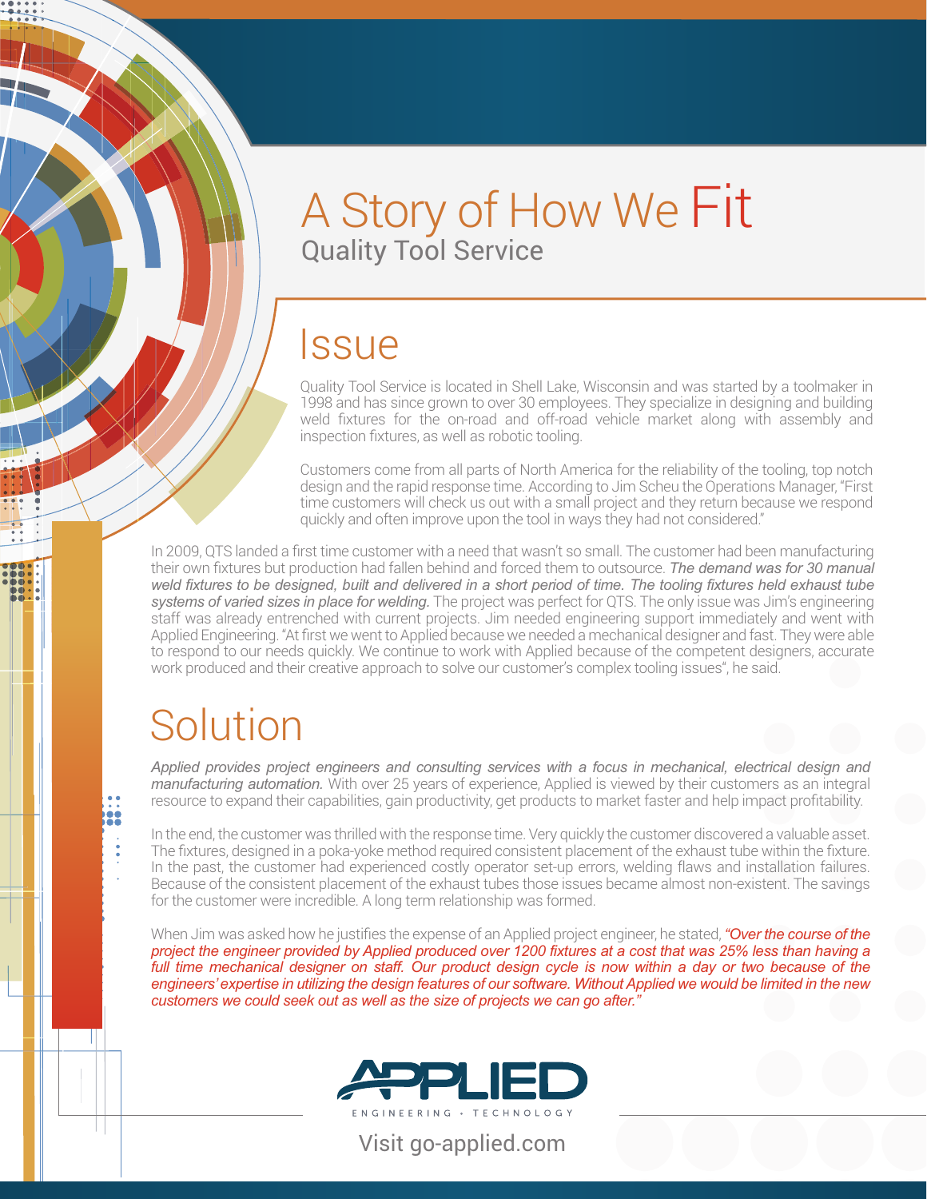# A Story of How We Fit

## Quality Tool Service

## Issue

Quality Tool Service is located in Shell Lake, Wisconsin and was started by a toolmaker in 1998 and has since grown to over 30 employees. They specialize in designing and building weld fixtures for the on-road and off-road vehicle market along with assembly and inspection fixtures, as well as robotic tooling.

Customers come from all parts of North America for the reliability of the tooling, top notch design and the rapid response time. According to Jim Scheu the Operations Manager, "First time customers will check us out with a small project and they return because we respond quickly and often improve upon the tool in ways they had not considered."

In 2009, QTS landed a first time customer with a need that wasn't so small. The customer had been manufacturing their own fixtures but production had fallen behind and forced them to outsource. *The demand was for 30 manual weld fixtures to be designed, built and delivered in a short period of time. The tooling fixtures held exhaust tube systems of varied sizes in place for welding.* The project was perfect for QTS. The only issue was Jim's engineering staff was already entrenched with current projects. Jim needed engineering support immediately and went with Applied Engineering. "At first we went to Applied because we needed a mechanical designer and fast. They were able to respond to our needs quickly. We continue to work with Applied because of the competent designers, accurate work produced and their creative approach to solve our customer's complex tooling issues", he said.

## Solution

*Applied provides project engineers and consulting services with a focus in mechanical, electrical design and manufacturing automation.* With over 25 years of experience, Applied is viewed by their customers as an integral resource to expand their capabilities, gain productivity, get products to market faster and help impact profitability.

In the end, the customer was thrilled with the response time. Very quickly the customer discovered a valuable asset. The fixtures, designed in a poka-yoke method required consistent placement of the exhaust tube within the fixture. In the past, the customer had experienced costly operator set-up errors, welding flaws and installation failures. Because of the consistent placement of the exhaust tubes those issues became almost non-existent. The savings for the customer were incredible. A long term relationship was formed.

When Jim was asked how he justifies the expense of an Applied project engineer, he stated, *"Over the course of the project the engineer provided by Applied produced over 1200 fixtures at a cost that was 25% less than having a full time mechanical designer on staff. Our product design cycle is now within a day or two because of the engineers' expertise in utilizing the design features of our software. Without Applied we would be limited in the new customers we could seek out as well as the size of projects we can go after."*

APPLIED
ENGINEERING • TECHNOLOGY

Visit go-applied.com